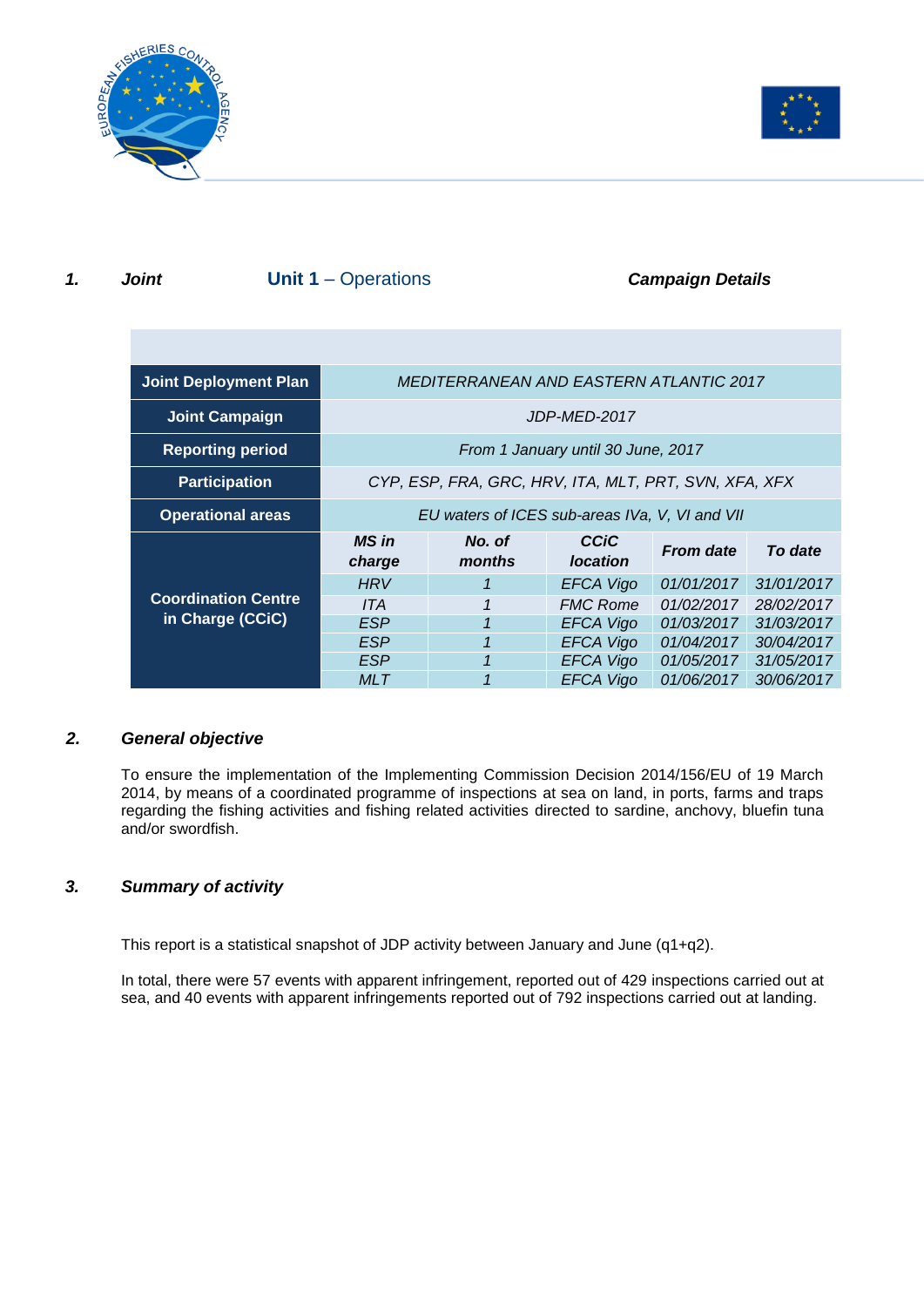## 1. Joint **Unit 1** – Operations *Campaign Details*

| | | | | | |
|---|---|---|---|---|---|
| **Joint Deployment Plan** | *MEDITERRANEAN AND EASTERN ATLANTIC 2017* | | | | |
| **Joint Campaign** | *JDP-MED-2017* | | | | |
| **Reporting period** | *From 1 January until 30 June, 2017* | | | | |
| **Participation** | *CYP, ESP, FRA, GRC, HRV, ITA, MLT, PRT, SVN, XFA, XFX* | | | | |
| **Operational areas** | *EU waters of ICES sub-areas IVa, V, VI and VII* | | | | |
| **Coordination Centre in Charge (CCiC)** | ***MS in charge*** | ***No. of months*** | ***CCiC location*** | ***From date*** | ***To date*** |
| | *HRV* | *1* | *EFCA Vigo* | *01/01/2017* | *31/01/2017* |
| | *ITA* | *1* | *FMC Rome* | *01/02/2017* | *28/02/2017* |
| | *ESP* | *1* | *EFCA Vigo* | *01/03/2017* | *31/03/2017* |
| | *ESP* | *1* | *EFCA Vigo* | *01/04/2017* | *30/04/2017* |
| | *ESP* | *1* | *EFCA Vigo* | *01/05/2017* | *31/05/2017* |
| | *MLT* | *1* | *EFCA Vigo* | *01/06/2017* | *30/06/2017* |

## 2. General objective

To ensure the implementation of the Implementing Commission Decision 2014/156/EU of 19 March 2014, by means of a coordinated programme of inspections at sea on land, in ports, farms and traps regarding the fishing activities and fishing related activities directed to sardine, anchovy, bluefin tuna and/or swordfish.

## 3. Summary of activity

This report is a statistical snapshot of JDP activity between January and June (q1+q2).

In total, there were 57 events with apparent infringement, reported out of 429 inspections carried out at sea, and 40 events with apparent infringements reported out of 792 inspections carried out at landing.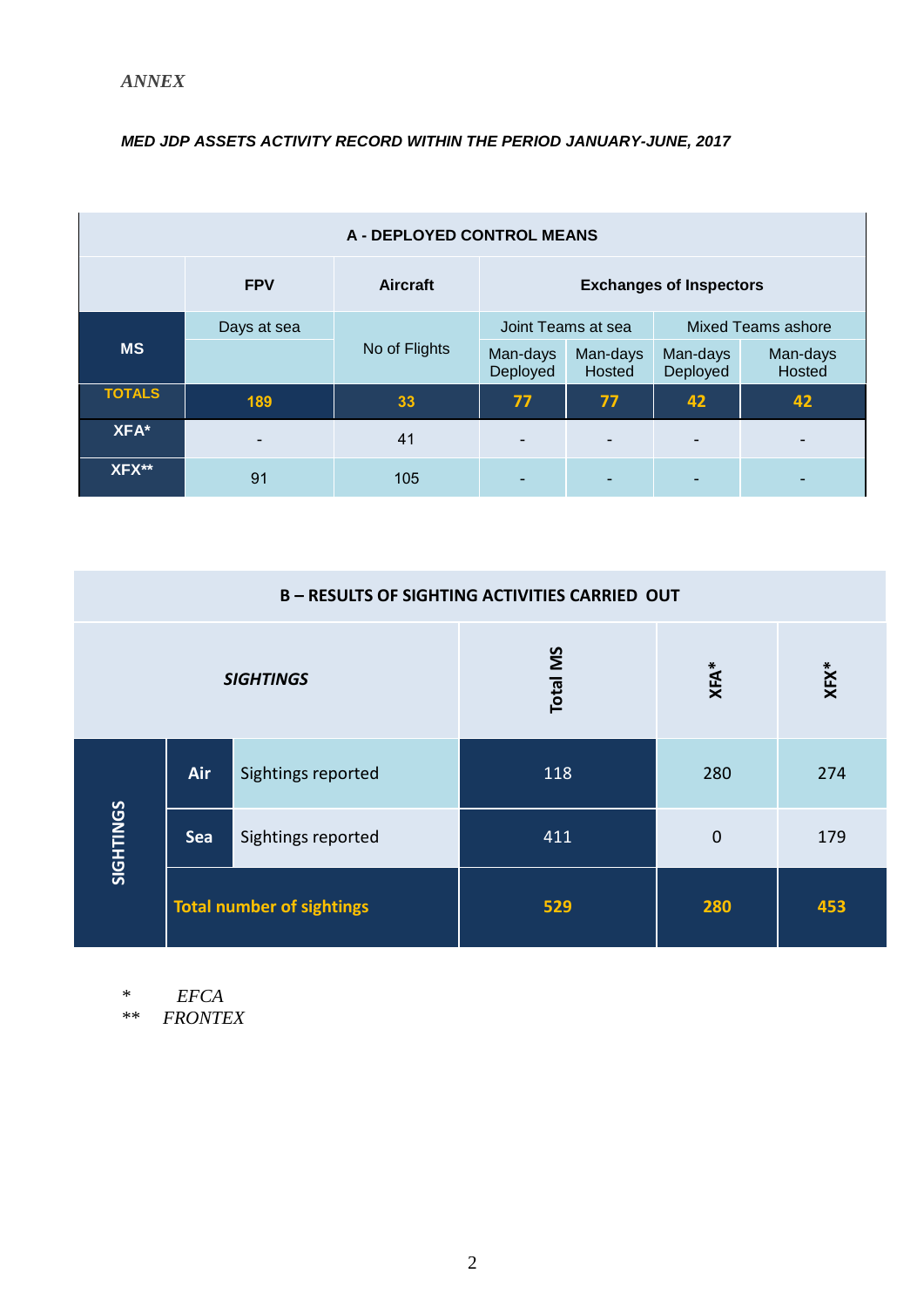*ANNEX*

***MED JDP ASSETS ACTIVITY RECORD WITHIN THE PERIOD JANUARY-JUNE, 2017***

| A - DEPLOYED CONTROL MEANS | | | | | | |
|---|---|---|---|---|---|---|
| | **FPV** | **Aircraft** | **Exchanges of Inspectors** | | | |
| **MS** | Days at sea | No of Flights | Joint Teams at sea | | Mixed Teams ashore | |
| | | | Man-days Deployed | Man-days Hosted | Man-days Deployed | Man-days Hosted |
| **TOTALS** | **189** | **33** | **77** | **77** | **42** | **42** |
| **XFA*** | - | 41 | - | - | - | - |
| **XFX**** | 91 | 105 | - | - | - | - |

| B – RESULTS OF SIGHTING ACTIVITIES CARRIED OUT | | | | | |
|---|---|---|---|---|---|
| ***SIGHTINGS*** | | | **Total MS** | **XFA*** | **XFX*** |
| **SIGHTINGS** | **Air** | Sightings reported | 118 | 280 | 274 |
| | **Sea** | Sightings reported | 411 | 0 | 179 |
| | **Total number of sightings** | | **529** | **280** | **453** |

\* *EFCA*
\*\* *FRONTEX*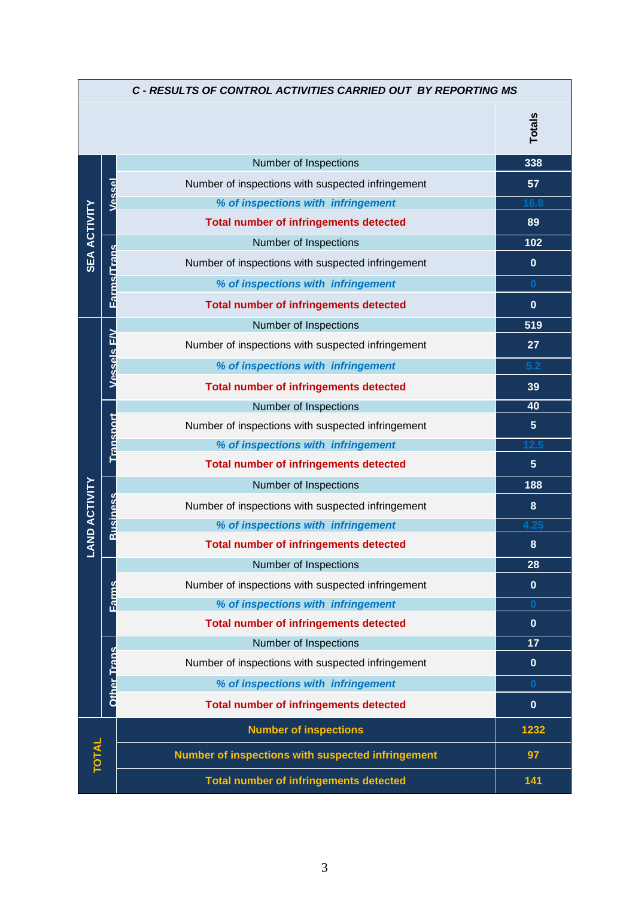| C - RESULTS OF CONTROL ACTIVITIES CARRIED OUT BY REPORTING MS | | | Totals |
|---|---|---|---|
| SEA ACTIVITY | Vessel | Number of Inspections | 338 |
| | | Number of inspections with suspected infringement | 57 |
| | | *% of inspections with infringement* | 16.8 |
| | | **Total number of infringements detected** | 89 |
| | Farms/Trans | Number of Inspections | 102 |
| | | Number of inspections with suspected infringement | 0 |
| | | *% of inspections with infringement* | 0 |
| | | **Total number of infringements detected** | 0 |
| LAND ACTIVITY | Vessels F/V | Number of Inspections | 519 |
| | | Number of inspections with suspected infringement | 27 |
| | | *% of inspections with infringement* | 5.2 |
| | | **Total number of infringements detected** | 39 |
| | Transport | Number of Inspections | 40 |
| | | Number of inspections with suspected infringement | 5 |
| | | *% of inspections with infringement* | 12.5 |
| | | **Total number of infringements detected** | 5 |
| | Business | Number of Inspections | 188 |
| | | Number of inspections with suspected infringement | 8 |
| | | *% of inspections with infringement* | 4.25 |
| | | **Total number of infringements detected** | 8 |
| | Farms | Number of Inspections | 28 |
| | | Number of inspections with suspected infringement | 0 |
| | | *% of inspections with infringement* | 0 |
| | | **Total number of infringements detected** | 0 |
| | Other Trans | Number of Inspections | 17 |
| | | Number of inspections with suspected infringement | 0 |
| | | *% of inspections with infringement* | 0 |
| | | **Total number of infringements detected** | 0 |
| TOTAL | | **Number of inspections** | 1232 |
| | | **Number of inspections with suspected infringement** | 97 |
| | | **Total number of infringements detected** | 141 |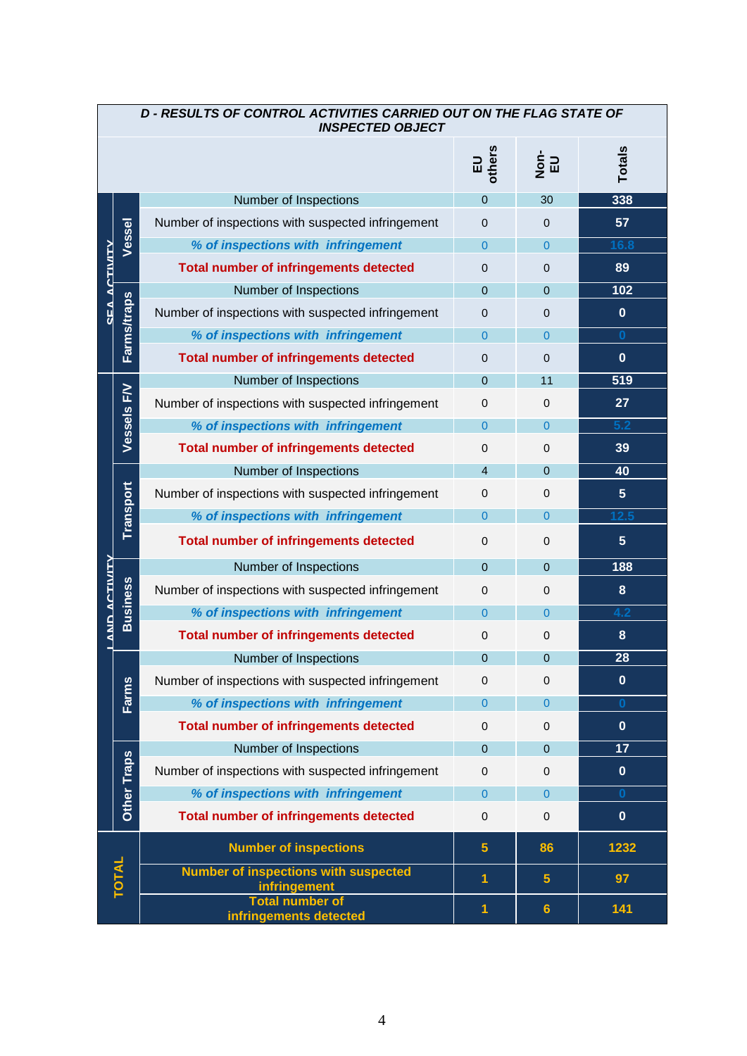**D - RESULTS OF CONTROL ACTIVITIES CARRIED OUT ON THE FLAG STATE OF INSPECTED OBJECT**

| | | | EU others | Non-EU | Totals |
|---|---|---|---|---|---|
| SEA ACTIVITY | Vessel | Number of Inspections | 0 | 30 | 338 |
| | | Number of inspections with suspected infringement | 0 | 0 | 57 |
| | | *% of inspections with infringement* | 0 | 0 | 16.8 |
| | | **Total number of infringements detected** | 0 | 0 | 89 |
| | Farms/traps | Number of Inspections | 0 | 0 | 102 |
| | | Number of inspections with suspected infringement | 0 | 0 | 0 |
| | | *% of inspections with infringement* | 0 | 0 | 0 |
| | | **Total number of infringements detected** | 0 | 0 | 0 |
| LAND ACTIVITY | Vessels F/V | Number of Inspections | 0 | 11 | 519 |
| | | Number of inspections with suspected infringement | 0 | 0 | 27 |
| | | *% of inspections with infringement* | 0 | 0 | 5.2 |
| | | **Total number of infringements detected** | 0 | 0 | 39 |
| | Transport | Number of Inspections | 4 | 0 | 40 |
| | | Number of inspections with suspected infringement | 0 | 0 | 5 |
| | | *% of inspections with infringement* | 0 | 0 | 12.5 |
| | | **Total number of infringements detected** | 0 | 0 | 5 |
| | Business | Number of Inspections | 0 | 0 | 188 |
| | | Number of inspections with suspected infringement | 0 | 0 | 8 |
| | | *% of inspections with infringement* | 0 | 0 | 4.2 |
| | | **Total number of infringements detected** | 0 | 0 | 8 |
| | Farms | Number of Inspections | 0 | 0 | 28 |
| | | Number of inspections with suspected infringement | 0 | 0 | 0 |
| | | *% of inspections with infringement* | 0 | 0 | 0 |
| | | **Total number of infringements detected** | 0 | 0 | 0 |
| | Other Traps | Number of Inspections | 0 | 0 | 17 |
| | | Number of inspections with suspected infringement | 0 | 0 | 0 |
| | | *% of inspections with infringement* | 0 | 0 | 0 |
| | | **Total number of infringements detected** | 0 | 0 | 0 |
| TOTAL | | **Number of inspections** | **5** | **86** | **1232** |
| | | **Number of inspections with suspected infringement** | **1** | **5** | **97** |
| | | **Total number of infringements detected** | **1** | **6** | **141** |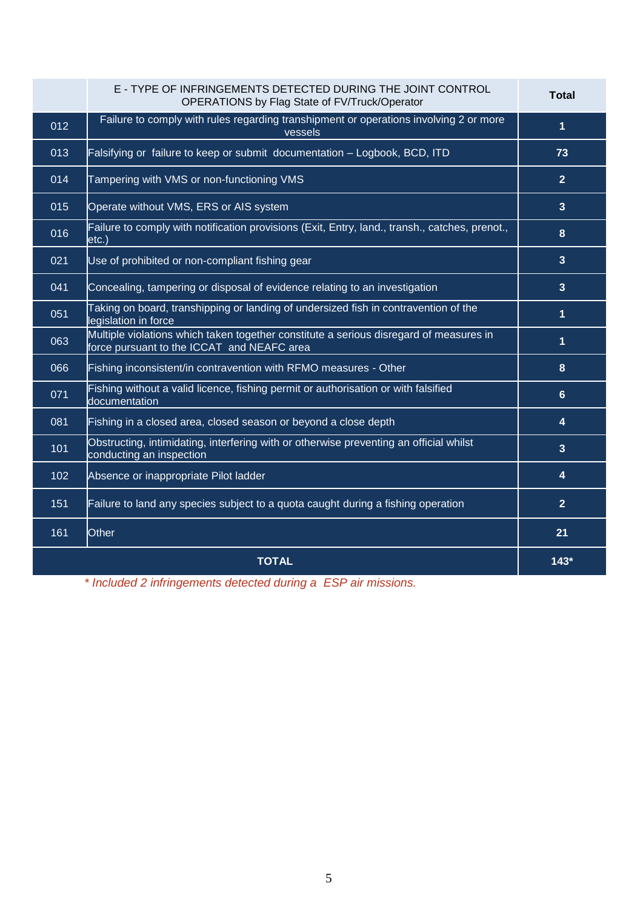| | E - TYPE OF INFRINGEMENTS DETECTED DURING THE JOINT CONTROL OPERATIONS by Flag State of FV/Truck/Operator | Total |
|---|---|---|
| 012 | Failure to comply with rules regarding transhipment or operations involving 2 or more vessels | **1** |
| 013 | Falsifying or failure to keep or submit documentation – Logbook, BCD, ITD | **73** |
| 014 | Tampering with VMS or non-functioning VMS | **2** |
| 015 | Operate without VMS, ERS or AIS system | **3** |
| 016 | Failure to comply with notification provisions (Exit, Entry, land., transh., catches, prenot., etc.) | **8** |
| 021 | Use of prohibited or non-compliant fishing gear | **3** |
| 041 | Concealing, tampering or disposal of evidence relating to an investigation | **3** |
| 051 | Taking on board, transhipping or landing of undersized fish in contravention of the legislation in force | **1** |
| 063 | Multiple violations which taken together constitute a serious disregard of measures in force pursuant to the ICCAT and NEAFC area | **1** |
| 066 | Fishing inconsistent/in contravention with RFMO measures - Other | **8** |
| 071 | Fishing without a valid licence, fishing permit or authorisation or with falsified documentation | **6** |
| 081 | Fishing in a closed area, closed season or beyond a close depth | **4** |
| 101 | Obstructing, intimidating, interfering with or otherwise preventing an official whilst conducting an inspection | **3** |
| 102 | Absence or inappropriate Pilot ladder | **4** |
| 151 | Failure to land any species subject to a quota caught during a fishing operation | **2** |
| 161 | Other | **21** |
| **TOTAL** | | **143*** |

*\* Included 2 infringements detected during a ESP air missions.*